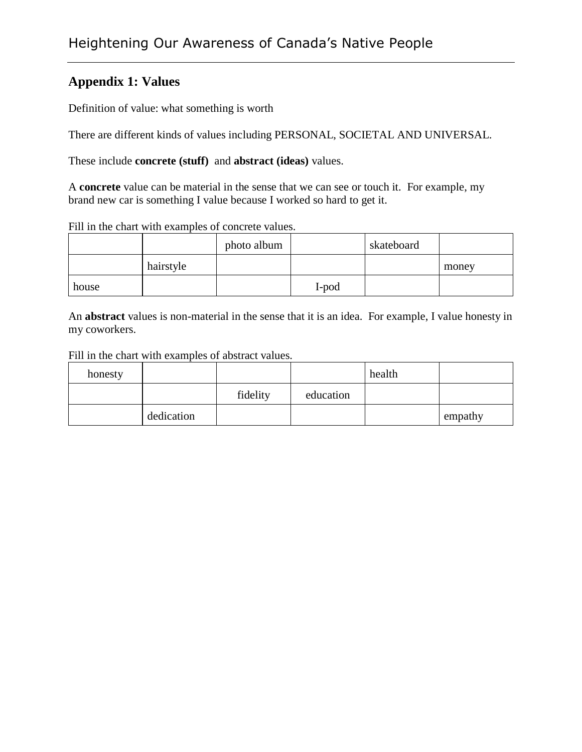## Appendix 1: Values

Definition of value: what something is worth

There are different kinds of values including PERSONAL, SOCIETAL AND UNIVERSAL.

These include **concrete (stuff)** and **abstract (ideas)** values.

A **concrete** value can be material in the sense that we can see or touch it. For example, my brand new car is something I value because I worked so hard to get it.

Fill in the chart with examples of concrete values.

| | | | | | |
|---|---|---|---|---|---|
| | | photo album | | skateboard | |
| | hairstyle | | | | money |
| house | | | I-pod | | |

An **abstract** values is non-material in the sense that it is an idea. For example, I value honesty in my coworkers.

Fill in the chart with examples of abstract values.

| | | | | | |
|---|---|---|---|---|---|
| honesty | | | | health | |
| | | fidelity | education | | |
| | dedication | | | | empathy |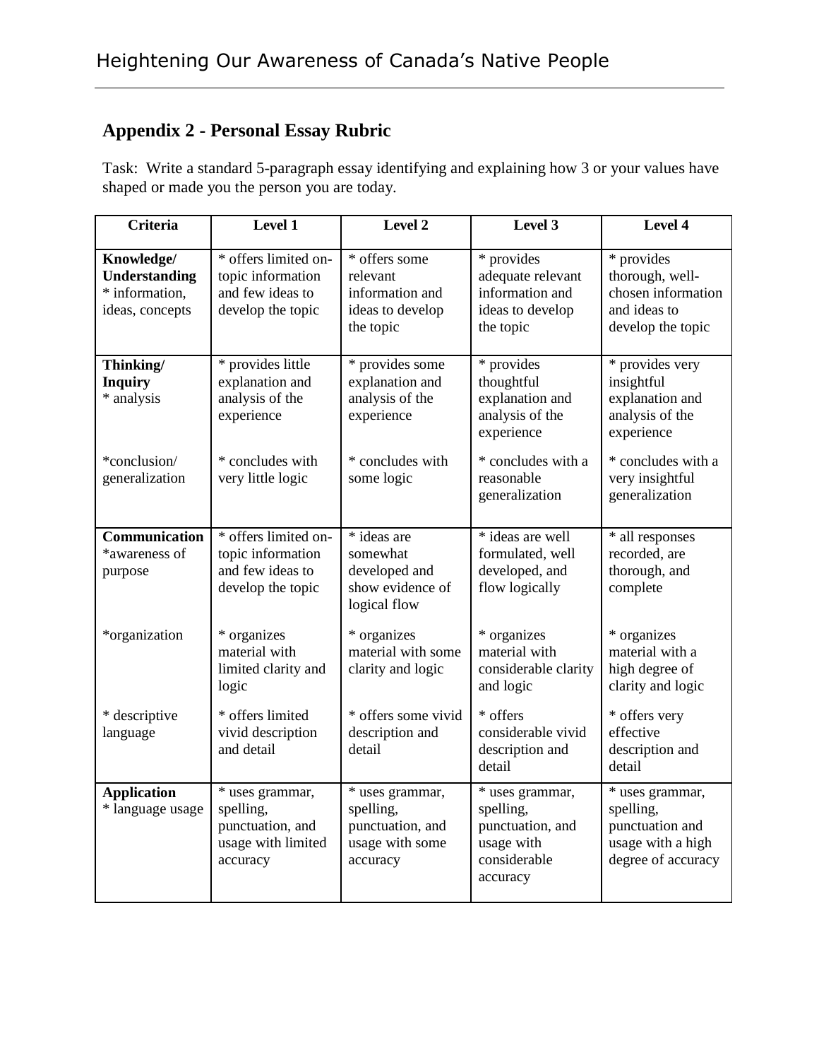## Appendix 2 - Personal Essay Rubric

Task: Write a standard 5-paragraph essay identifying and explaining how 3 or your values have shaped or made you the person you are today.

| Criteria | Level 1 | Level 2 | Level 3 | Level 4 |
|---|---|---|---|---|
| **Knowledge/ Understanding** * information, ideas, concepts | * offers limited on-topic information and few ideas to develop the topic | * offers some relevant information and ideas to develop the topic | * provides adequate relevant information and ideas to develop the topic | * provides thorough, well-chosen information and ideas to develop the topic |
| **Thinking/ Inquiry** * analysis | * provides little explanation and analysis of the experience | * provides some explanation and analysis of the experience | * provides thoughtful explanation and analysis of the experience | * provides very insightful explanation and analysis of the experience |
| *conclusion/ generalization | * concludes with very little logic | * concludes with some logic | * concludes with a reasonable generalization | * concludes with a very insightful generalization |
| **Communication** *awareness of purpose | * offers limited on-topic information and few ideas to develop the topic | * ideas are somewhat developed and show evidence of logical flow | * ideas are well formulated, well developed, and flow logically | * all responses recorded, are thorough, and complete |
| *organization | * organizes material with limited clarity and logic | * organizes material with some clarity and logic | * organizes material with considerable clarity and logic | * organizes material with a high degree of clarity and logic |
| * descriptive language | * offers limited vivid description and detail | * offers some vivid description and detail | * offers considerable vivid description and detail | * offers very effective description and detail |
| **Application** * language usage | * uses grammar, spelling, punctuation, and usage with limited accuracy | * uses grammar, spelling, punctuation, and usage with some accuracy | * uses grammar, spelling, punctuation, and usage with considerable accuracy | * uses grammar, spelling, punctuation and usage with a high degree of accuracy |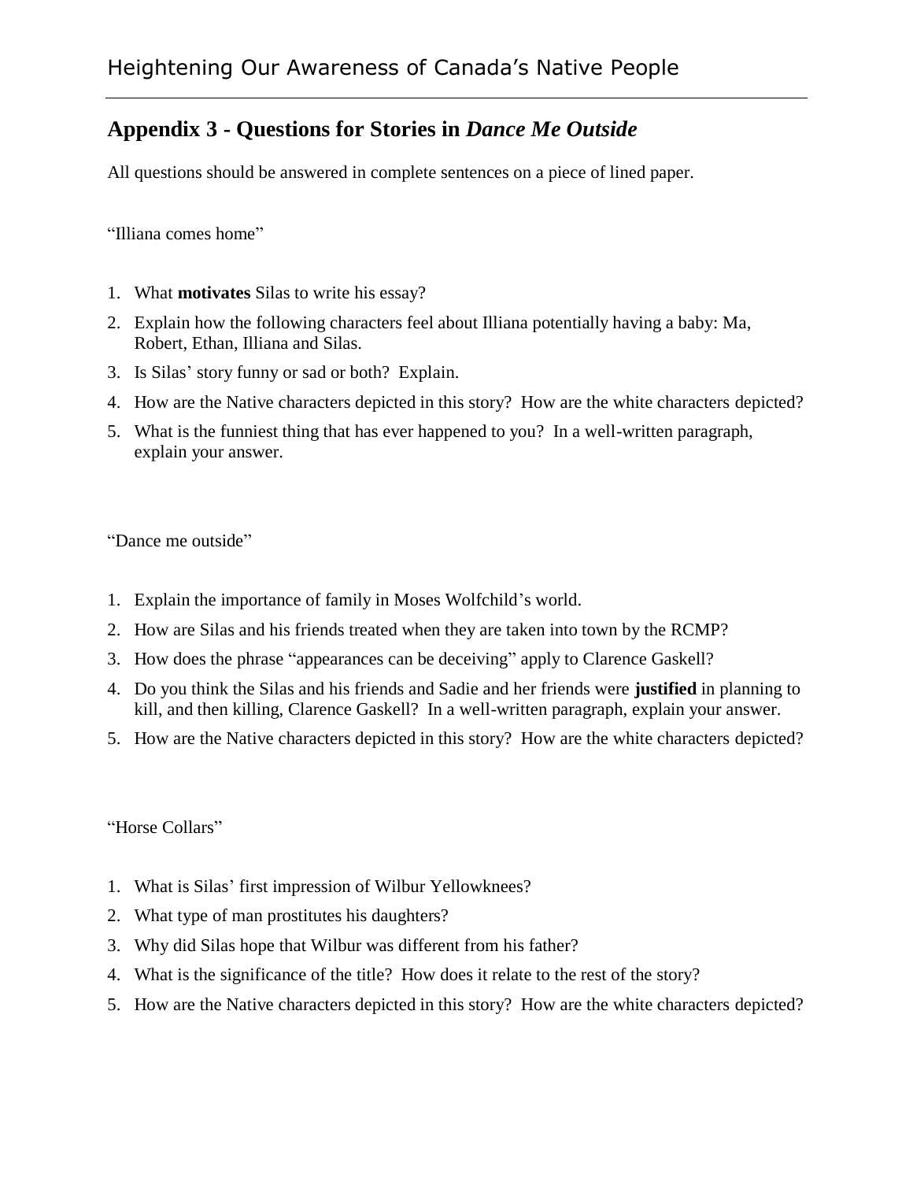## Appendix 3 - Questions for Stories in *Dance Me Outside*

All questions should be answered in complete sentences on a piece of lined paper.

"Illiana comes home"

1. What **motivates** Silas to write his essay?
2. Explain how the following characters feel about Illiana potentially having a baby: Ma, Robert, Ethan, Illiana and Silas.
3. Is Silas' story funny or sad or both? Explain.
4. How are the Native characters depicted in this story? How are the white characters depicted?
5. What is the funniest thing that has ever happened to you? In a well-written paragraph, explain your answer.

"Dance me outside"

1. Explain the importance of family in Moses Wolfchild's world.
2. How are Silas and his friends treated when they are taken into town by the RCMP?
3. How does the phrase "appearances can be deceiving" apply to Clarence Gaskell?
4. Do you think the Silas and his friends and Sadie and her friends were **justified** in planning to kill, and then killing, Clarence Gaskell? In a well-written paragraph, explain your answer.
5. How are the Native characters depicted in this story? How are the white characters depicted?

"Horse Collars"

1. What is Silas' first impression of Wilbur Yellowknees?
2. What type of man prostitutes his daughters?
3. Why did Silas hope that Wilbur was different from his father?
4. What is the significance of the title? How does it relate to the rest of the story?
5. How are the Native characters depicted in this story? How are the white characters depicted?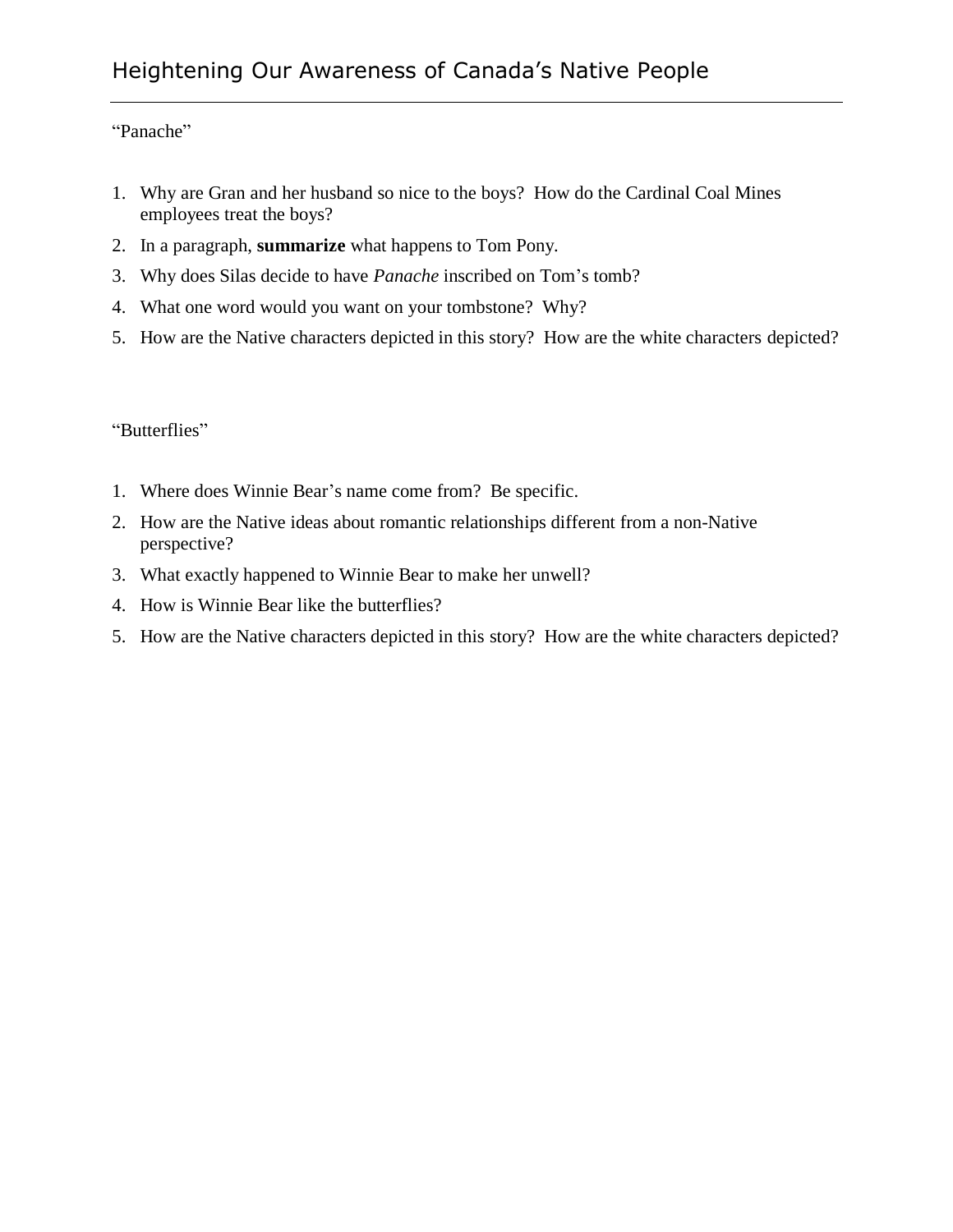"Panache"

1. Why are Gran and her husband so nice to the boys? How do the Cardinal Coal Mines employees treat the boys?
2. In a paragraph, **summarize** what happens to Tom Pony.
3. Why does Silas decide to have *Panache* inscribed on Tom's tomb?
4. What one word would you want on your tombstone? Why?
5. How are the Native characters depicted in this story? How are the white characters depicted?

"Butterflies"

1. Where does Winnie Bear's name come from? Be specific.
2. How are the Native ideas about romantic relationships different from a non-Native perspective?
3. What exactly happened to Winnie Bear to make her unwell?
4. How is Winnie Bear like the butterflies?
5. How are the Native characters depicted in this story? How are the white characters depicted?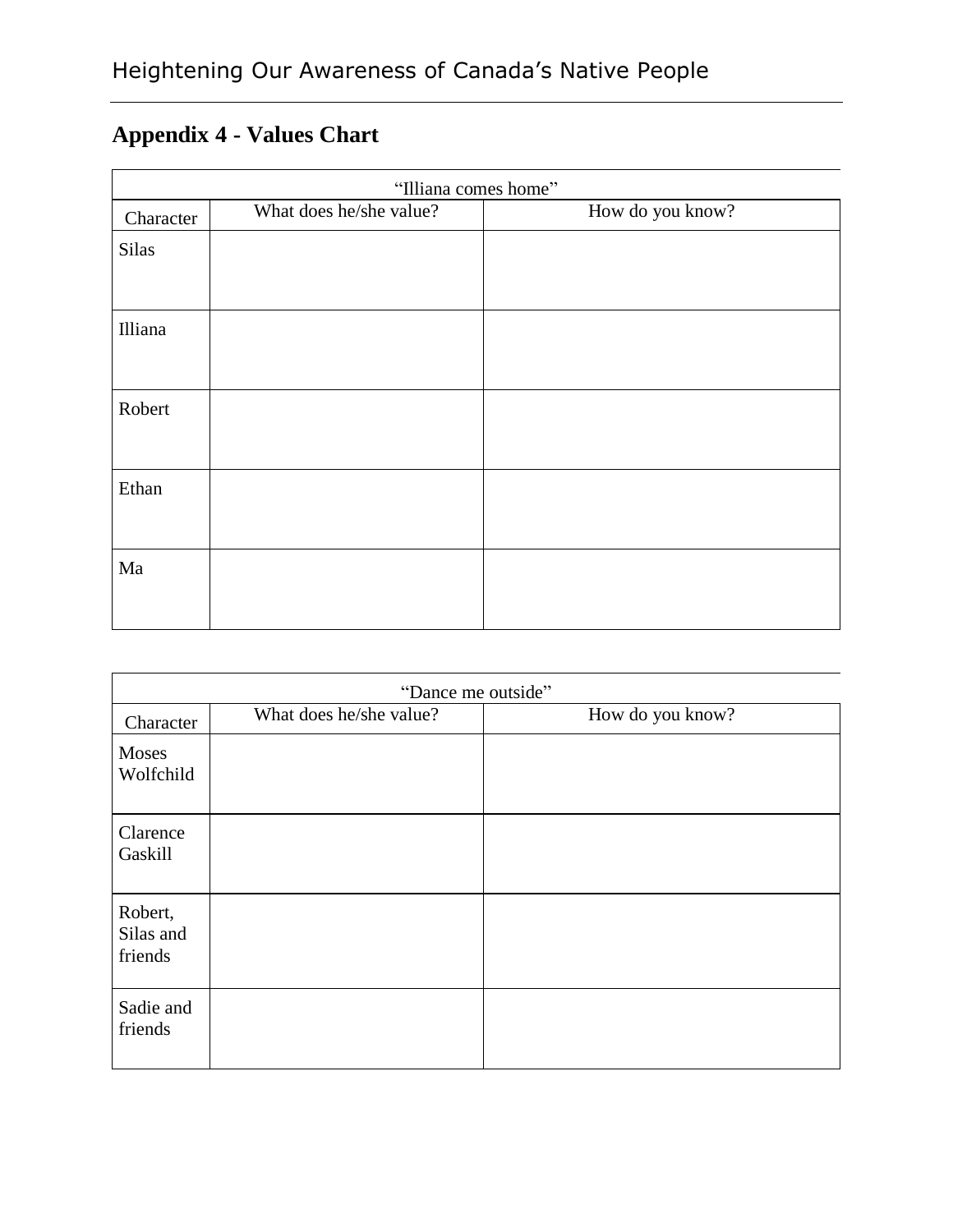## Appendix 4 - Values Chart

| "Illiana comes home" | | |
|---|---|---|
| Character | What does he/she value? | How do you know? |
| Silas | | |
| Illiana | | |
| Robert | | |
| Ethan | | |
| Ma | | |

| "Dance me outside" | | |
|---|---|---|
| Character | What does he/she value? | How do you know? |
| Moses Wolfchild | | |
| Clarence Gaskill | | |
| Robert, Silas and friends | | |
| Sadie and friends | | |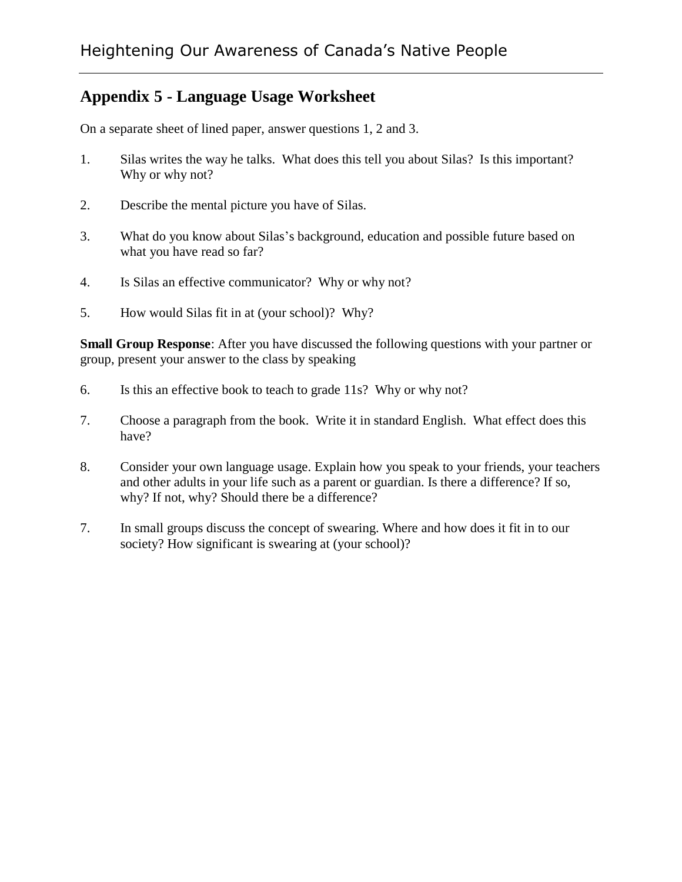## Appendix 5 - Language Usage Worksheet

On a separate sheet of lined paper, answer questions 1, 2 and 3.

1. Silas writes the way he talks. What does this tell you about Silas? Is this important? Why or why not?

2. Describe the mental picture you have of Silas.

3. What do you know about Silas's background, education and possible future based on what you have read so far?

4. Is Silas an effective communicator? Why or why not?

5. How would Silas fit in at (your school)? Why?

**Small Group Response**: After you have discussed the following questions with your partner or group, present your answer to the class by speaking

6. Is this an effective book to teach to grade 11s? Why or why not?

7. Choose a paragraph from the book. Write it in standard English. What effect does this have?

8. Consider your own language usage. Explain how you speak to your friends, your teachers and other adults in your life such as a parent or guardian. Is there a difference? If so, why? If not, why? Should there be a difference?

7. In small groups discuss the concept of swearing. Where and how does it fit in to our society? How significant is swearing at (your school)?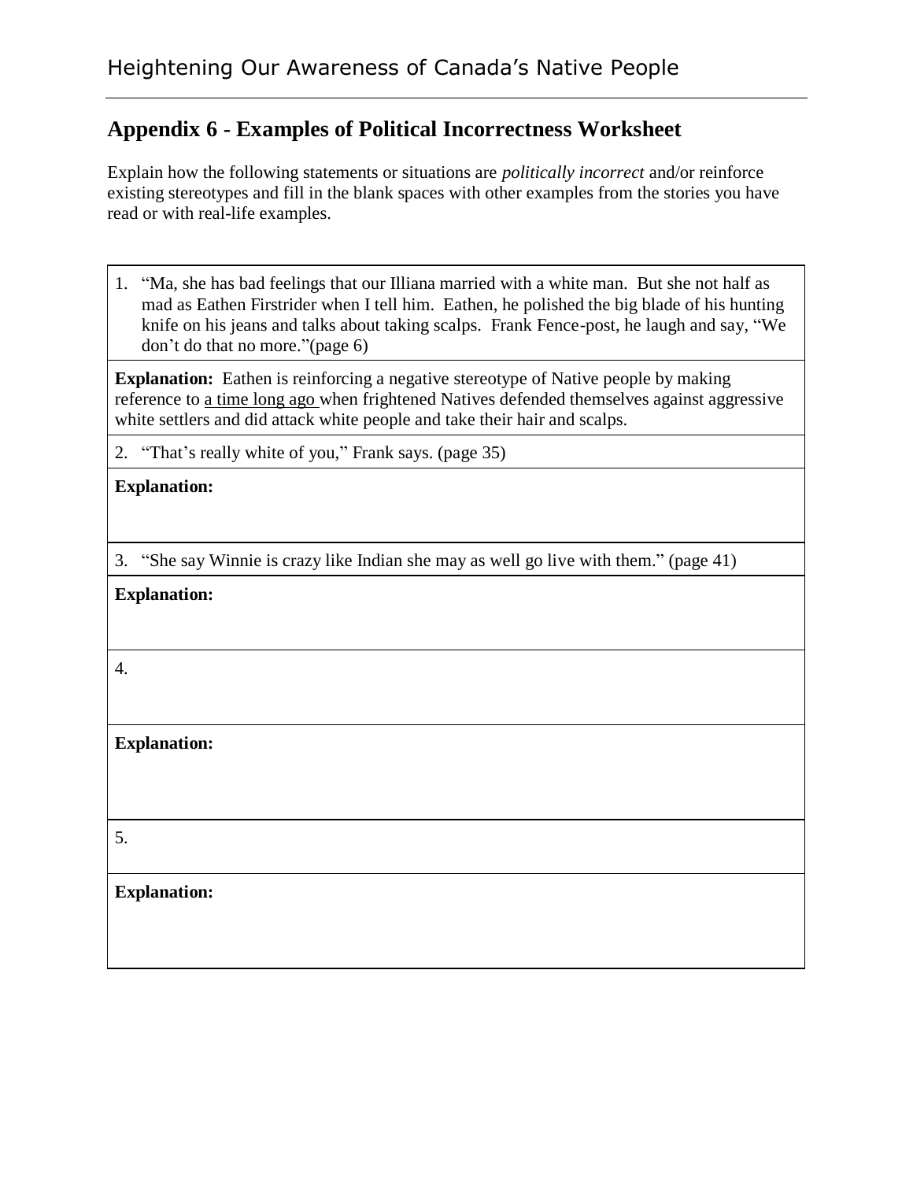## Appendix 6 - Examples of Political Incorrectness Worksheet

Explain how the following statements or situations are *politically incorrect* and/or reinforce existing stereotypes and fill in the blank spaces with other examples from the stories you have read or with real-life examples.

1. "Ma, she has bad feelings that our Illiana married with a white man. But she not half as mad as Eathen Firstrider when I tell him. Eathen, he polished the big blade of his hunting knife on his jeans and talks about taking scalps. Frank Fence-post, he laugh and say, "We don't do that no more."(page 6)

**Explanation:** Eathen is reinforcing a negative stereotype of Native people by making reference to a time long ago when frightened Natives defended themselves against aggressive white settlers and did attack white people and take their hair and scalps.

2. "That's really white of you," Frank says. (page 35)

**Explanation:**

3. "She say Winnie is crazy like Indian she may as well go live with them." (page 41)

**Explanation:**

4.

**Explanation:**

5.

**Explanation:**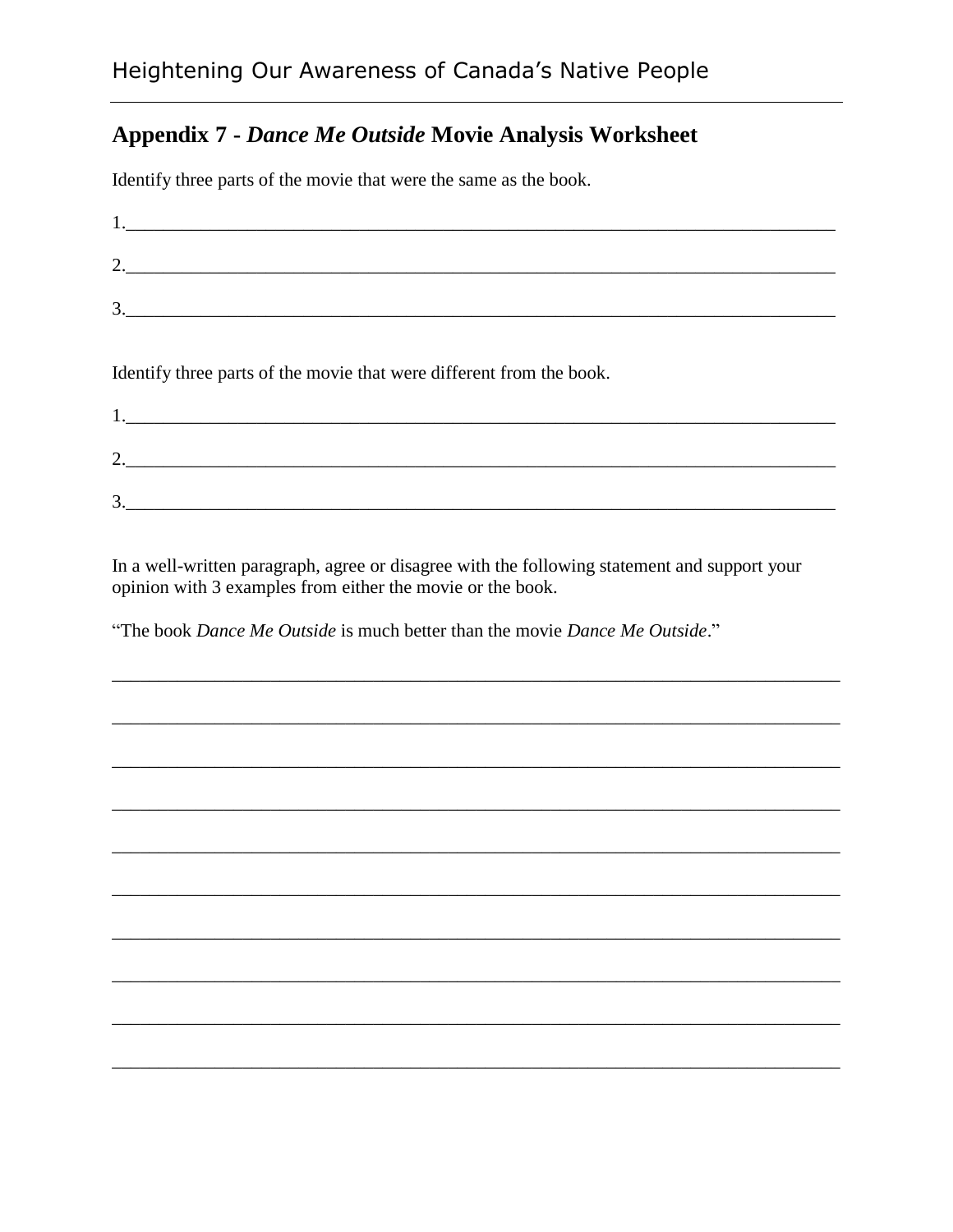## Appendix 7 - *Dance Me Outside* Movie Analysis Worksheet

Identify three parts of the movie that were the same as the book.

1.______________________________________________________________________________

2.______________________________________________________________________________

3.______________________________________________________________________________

Identify three parts of the movie that were different from the book.

1.______________________________________________________________________________

2.______________________________________________________________________________

3.______________________________________________________________________________

In a well-written paragraph, agree or disagree with the following statement and support your opinion with 3 examples from either the movie or the book.

"The book *Dance Me Outside* is much better than the movie *Dance Me Outside*."

_______________________________________________________________________________

_______________________________________________________________________________

_______________________________________________________________________________

_______________________________________________________________________________

_______________________________________________________________________________

_______________________________________________________________________________

_______________________________________________________________________________

_______________________________________________________________________________

_______________________________________________________________________________

_______________________________________________________________________________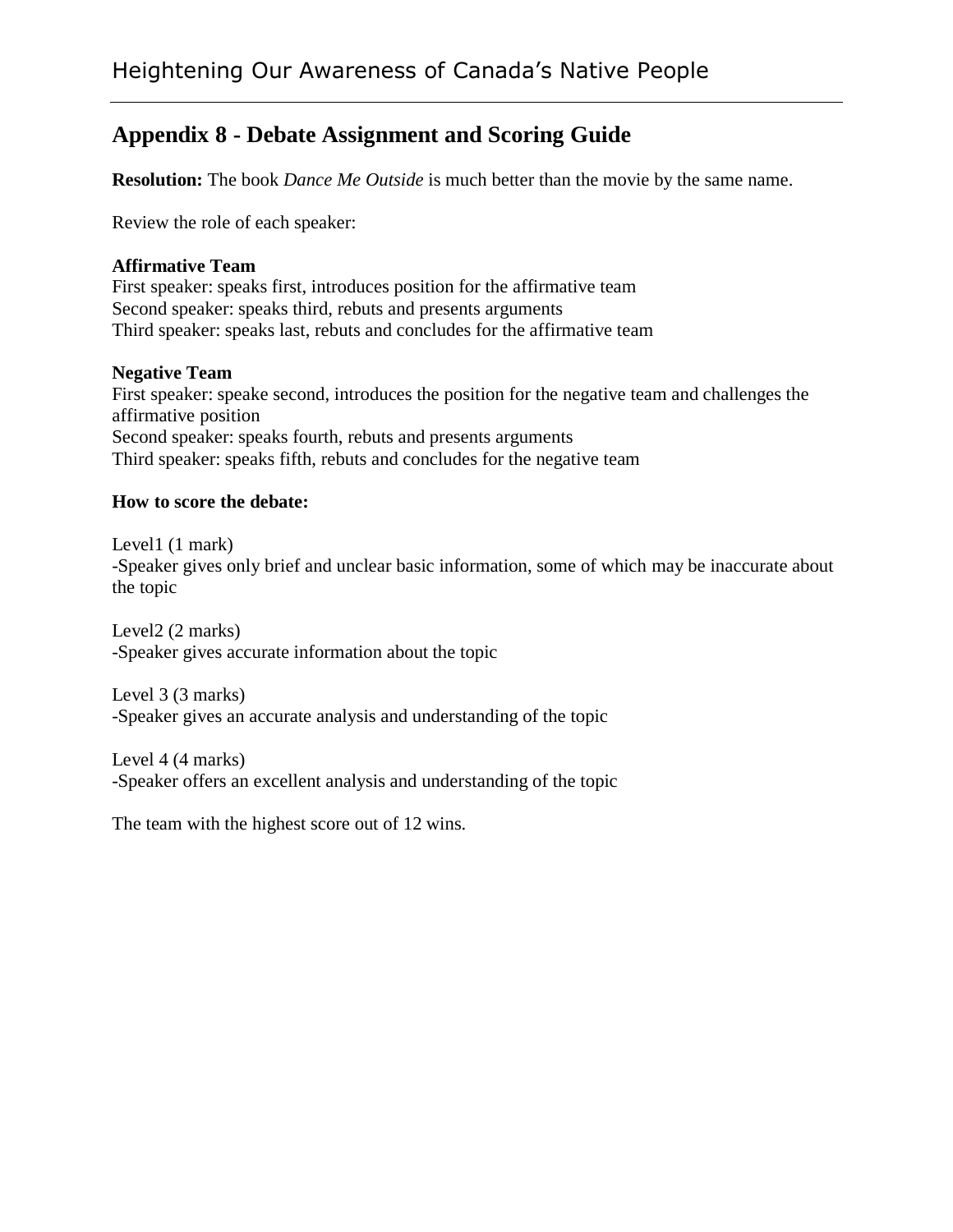## Appendix 8 - Debate Assignment and Scoring Guide

**Resolution:** The book *Dance Me Outside* is much better than the movie by the same name.

Review the role of each speaker:

**Affirmative Team**
First speaker: speaks first, introduces position for the affirmative team
Second speaker: speaks third, rebuts and presents arguments
Third speaker: speaks last, rebuts and concludes for the affirmative team

**Negative Team**
First speaker: speake second, introduces the position for the negative team and challenges the affirmative position
Second speaker: speaks fourth, rebuts and presents arguments
Third speaker: speaks fifth, rebuts and concludes for the negative team

**How to score the debate:**

Level1 (1 mark)
-Speaker gives only brief and unclear basic information, some of which may be inaccurate about the topic

Level2 (2 marks)
-Speaker gives accurate information about the topic

Level 3 (3 marks)
-Speaker gives an accurate analysis and understanding of the topic

Level 4 (4 marks)
-Speaker offers an excellent analysis and understanding of the topic

The team with the highest score out of 12 wins.